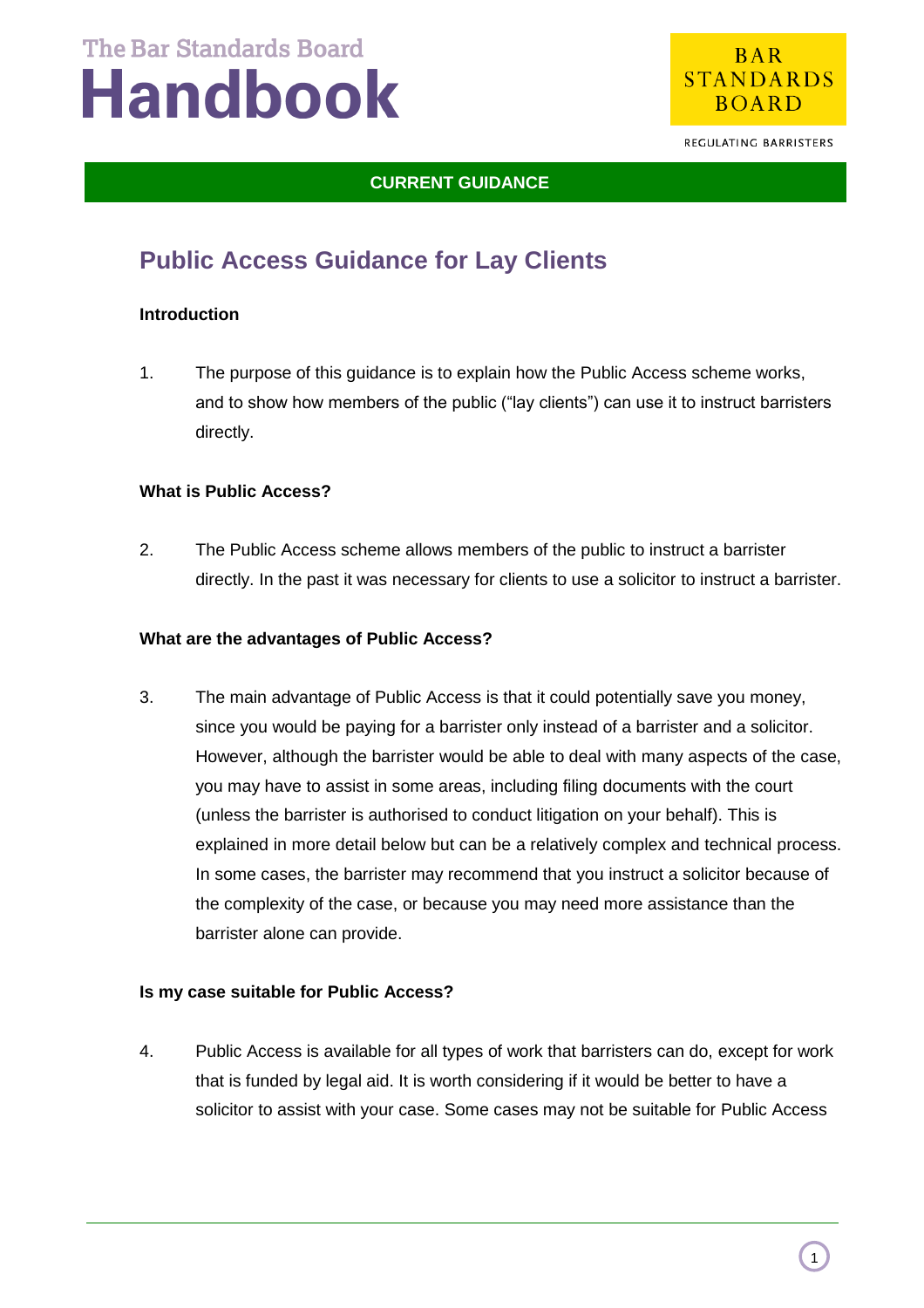The Bar Standards Board

# Handbook

BAR STANDARDS BOARD

REGULATING BARRISTERS

**CURRENT GUIDANCE**

## Public Access Guidance for Lay Clients

**Introduction**

1. The purpose of this guidance is to explain how the Public Access scheme works, and to show how members of the public ("lay clients") can use it to instruct barristers directly.

**What is Public Access?**

2. The Public Access scheme allows members of the public to instruct a barrister directly. In the past it was necessary for clients to use a solicitor to instruct a barrister.

**What are the advantages of Public Access?**

3. The main advantage of Public Access is that it could potentially save you money, since you would be paying for a barrister only instead of a barrister and a solicitor. However, although the barrister would be able to deal with many aspects of the case, you may have to assist in some areas, including filing documents with the court (unless the barrister is authorised to conduct litigation on your behalf). This is explained in more detail below but can be a relatively complex and technical process. In some cases, the barrister may recommend that you instruct a solicitor because of the complexity of the case, or because you may need more assistance than the barrister alone can provide.

**Is my case suitable for Public Access?**

4. Public Access is available for all types of work that barristers can do, except for work that is funded by legal aid. It is worth considering if it would be better to have a solicitor to assist with your case. Some cases may not be suitable for Public Access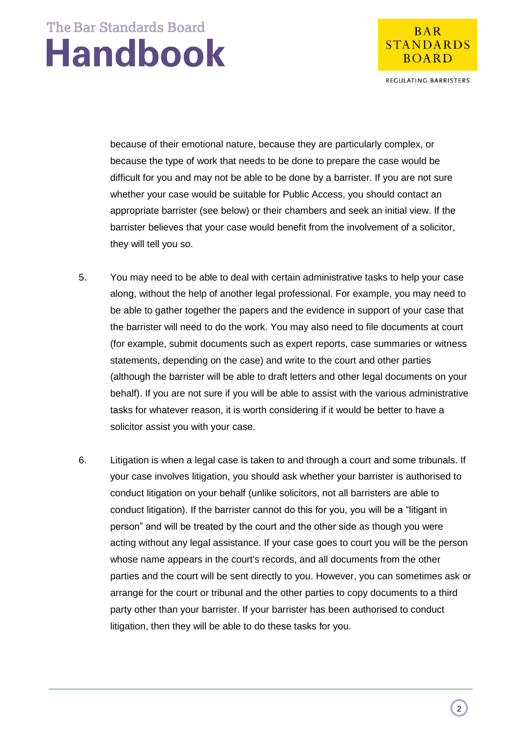because of their emotional nature, because they are particularly complex, or because the type of work that needs to be done to prepare the case would be difficult for you and may not be able to be done by a barrister. If you are not sure whether your case would be suitable for Public Access, you should contact an appropriate barrister (see below) or their chambers and seek an initial view. If the barrister believes that your case would benefit from the involvement of a solicitor, they will tell you so.

5. You may need to be able to deal with certain administrative tasks to help your case along, without the help of another legal professional. For example, you may need to be able to gather together the papers and the evidence in support of your case that the barrister will need to do the work. You may also need to file documents at court (for example, submit documents such as expert reports, case summaries or witness statements, depending on the case) and write to the court and other parties (although the barrister will be able to draft letters and other legal documents on your behalf). If you are not sure if you will be able to assist with the various administrative tasks for whatever reason, it is worth considering if it would be better to have a solicitor assist you with your case.

6. Litigation is when a legal case is taken to and through a court and some tribunals. If your case involves litigation, you should ask whether your barrister is authorised to conduct litigation on your behalf (unlike solicitors, not all barristers are able to conduct litigation). If the barrister cannot do this for you, you will be a "litigant in person" and will be treated by the court and the other side as though you were acting without any legal assistance. If your case goes to court you will be the person whose name appears in the court's records, and all documents from the other parties and the court will be sent directly to you. However, you can sometimes ask or arrange for the court or tribunal and the other parties to copy documents to a third party other than your barrister. If your barrister has been authorised to conduct litigation, then they will be able to do these tasks for you.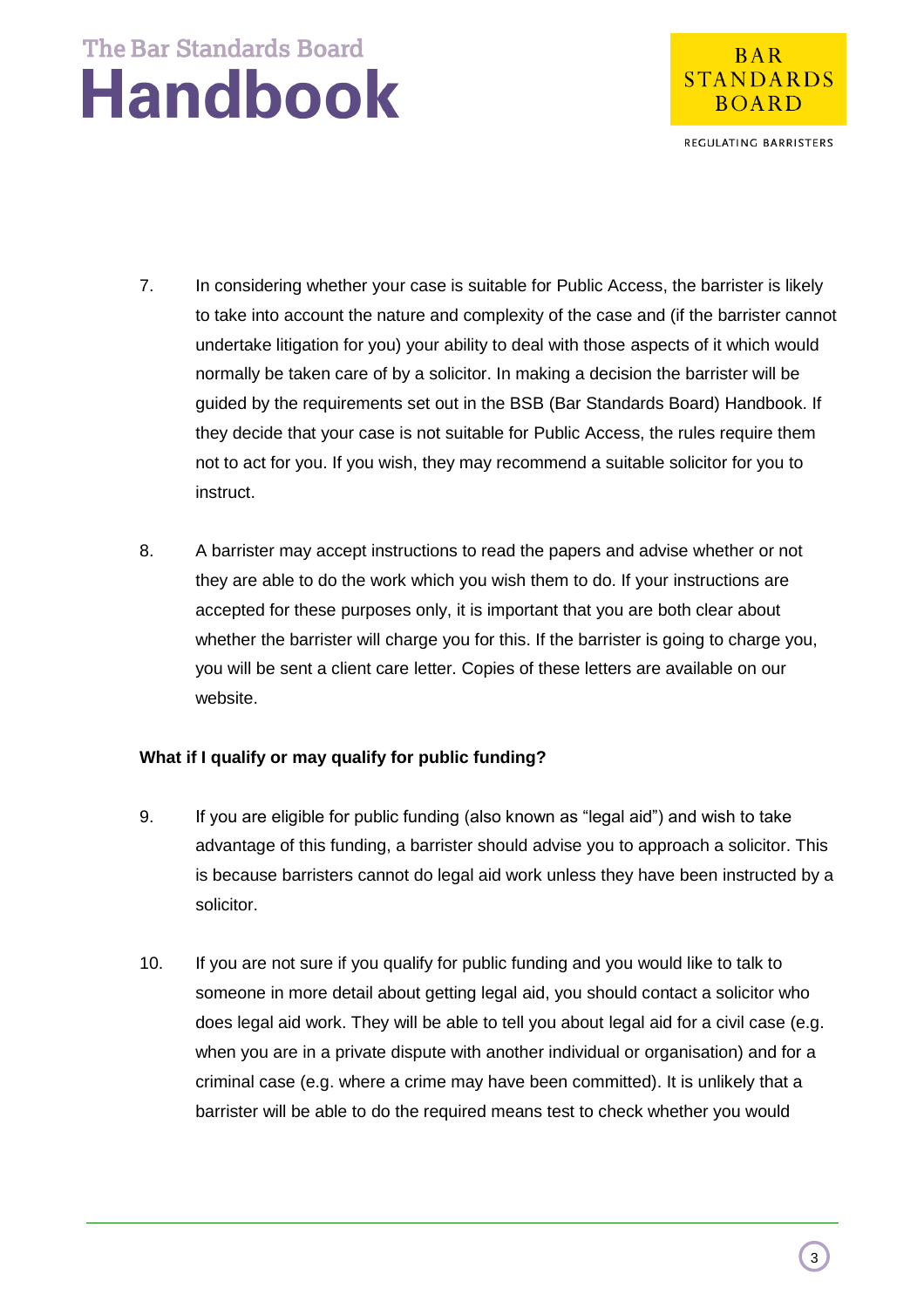7. In considering whether your case is suitable for Public Access, the barrister is likely to take into account the nature and complexity of the case and (if the barrister cannot undertake litigation for you) your ability to deal with those aspects of it which would normally be taken care of by a solicitor. In making a decision the barrister will be guided by the requirements set out in the BSB (Bar Standards Board) Handbook. If they decide that your case is not suitable for Public Access, the rules require them not to act for you. If you wish, they may recommend a suitable solicitor for you to instruct.

8. A barrister may accept instructions to read the papers and advise whether or not they are able to do the work which you wish them to do. If your instructions are accepted for these purposes only, it is important that you are both clear about whether the barrister will charge you for this. If the barrister is going to charge you, you will be sent a client care letter. Copies of these letters are available on our website.

**What if I qualify or may qualify for public funding?**

9. If you are eligible for public funding (also known as "legal aid") and wish to take advantage of this funding, a barrister should advise you to approach a solicitor. This is because barristers cannot do legal aid work unless they have been instructed by a solicitor.

10. If you are not sure if you qualify for public funding and you would like to talk to someone in more detail about getting legal aid, you should contact a solicitor who does legal aid work. They will be able to tell you about legal aid for a civil case (e.g. when you are in a private dispute with another individual or organisation) and for a criminal case (e.g. where a crime may have been committed). It is unlikely that a barrister will be able to do the required means test to check whether you would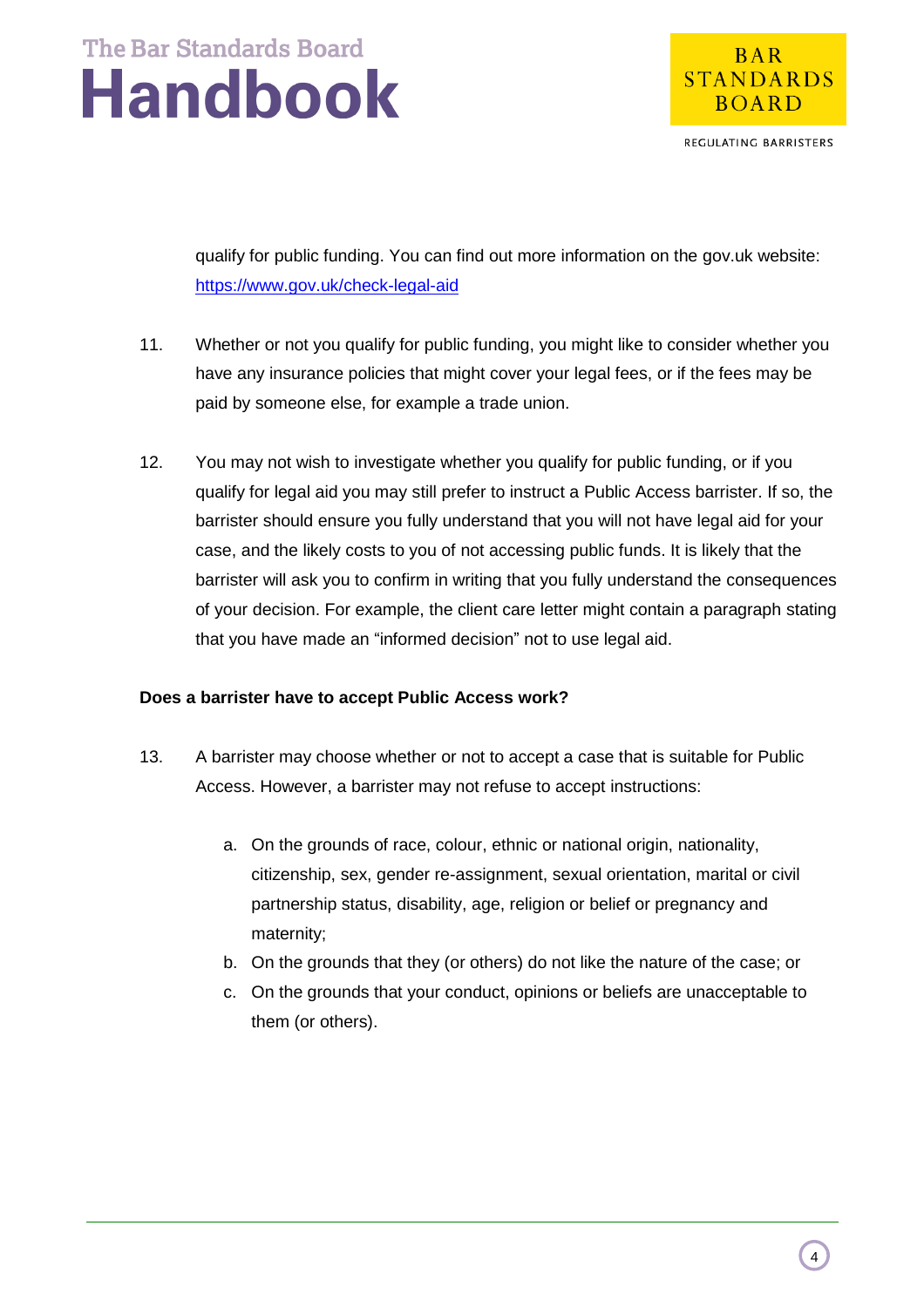qualify for public funding. You can find out more information on the gov.uk website: [https://www.gov.uk/check-legal-aid](https://www.gov.uk/check-legal-aid)

11. Whether or not you qualify for public funding, you might like to consider whether you have any insurance policies that might cover your legal fees, or if the fees may be paid by someone else, for example a trade union.

12. You may not wish to investigate whether you qualify for public funding, or if you qualify for legal aid you may still prefer to instruct a Public Access barrister. If so, the barrister should ensure you fully understand that you will not have legal aid for your case, and the likely costs to you of not accessing public funds. It is likely that the barrister will ask you to confirm in writing that you fully understand the consequences of your decision. For example, the client care letter might contain a paragraph stating that you have made an "informed decision" not to use legal aid.

**Does a barrister have to accept Public Access work?**

13. A barrister may choose whether or not to accept a case that is suitable for Public Access. However, a barrister may not refuse to accept instructions:

    a. On the grounds of race, colour, ethnic or national origin, nationality, citizenship, sex, gender re-assignment, sexual orientation, marital or civil partnership status, disability, age, religion or belief or pregnancy and maternity;
    b. On the grounds that they (or others) do not like the nature of the case; or
    c. On the grounds that your conduct, opinions or beliefs are unacceptable to them (or others).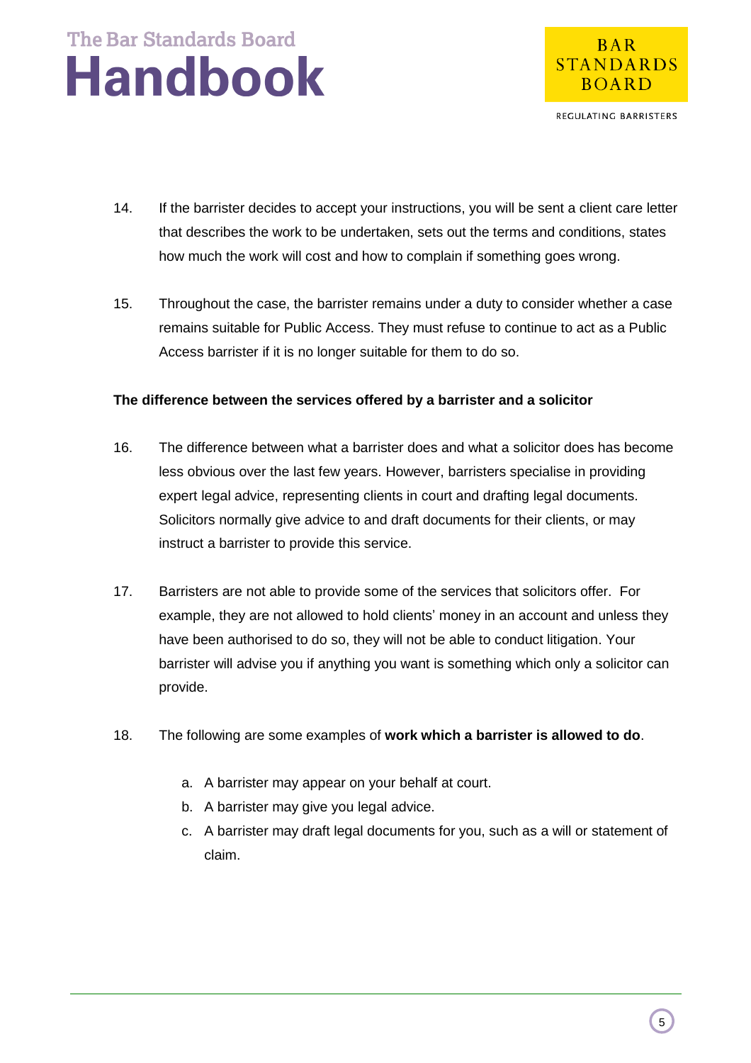14. If the barrister decides to accept your instructions, you will be sent a client care letter that describes the work to be undertaken, sets out the terms and conditions, states how much the work will cost and how to complain if something goes wrong.

15. Throughout the case, the barrister remains under a duty to consider whether a case remains suitable for Public Access. They must refuse to continue to act as a Public Access barrister if it is no longer suitable for them to do so.

**The difference between the services offered by a barrister and a solicitor**

16. The difference between what a barrister does and what a solicitor does has become less obvious over the last few years. However, barristers specialise in providing expert legal advice, representing clients in court and drafting legal documents. Solicitors normally give advice to and draft documents for their clients, or may instruct a barrister to provide this service.

17. Barristers are not able to provide some of the services that solicitors offer. For example, they are not allowed to hold clients' money in an account and unless they have been authorised to do so, they will not be able to conduct litigation. Your barrister will advise you if anything you want is something which only a solicitor can provide.

18. The following are some examples of **work which a barrister is allowed to do**.

    a. A barrister may appear on your behalf at court.
    b. A barrister may give you legal advice.
    c. A barrister may draft legal documents for you, such as a will or statement of claim.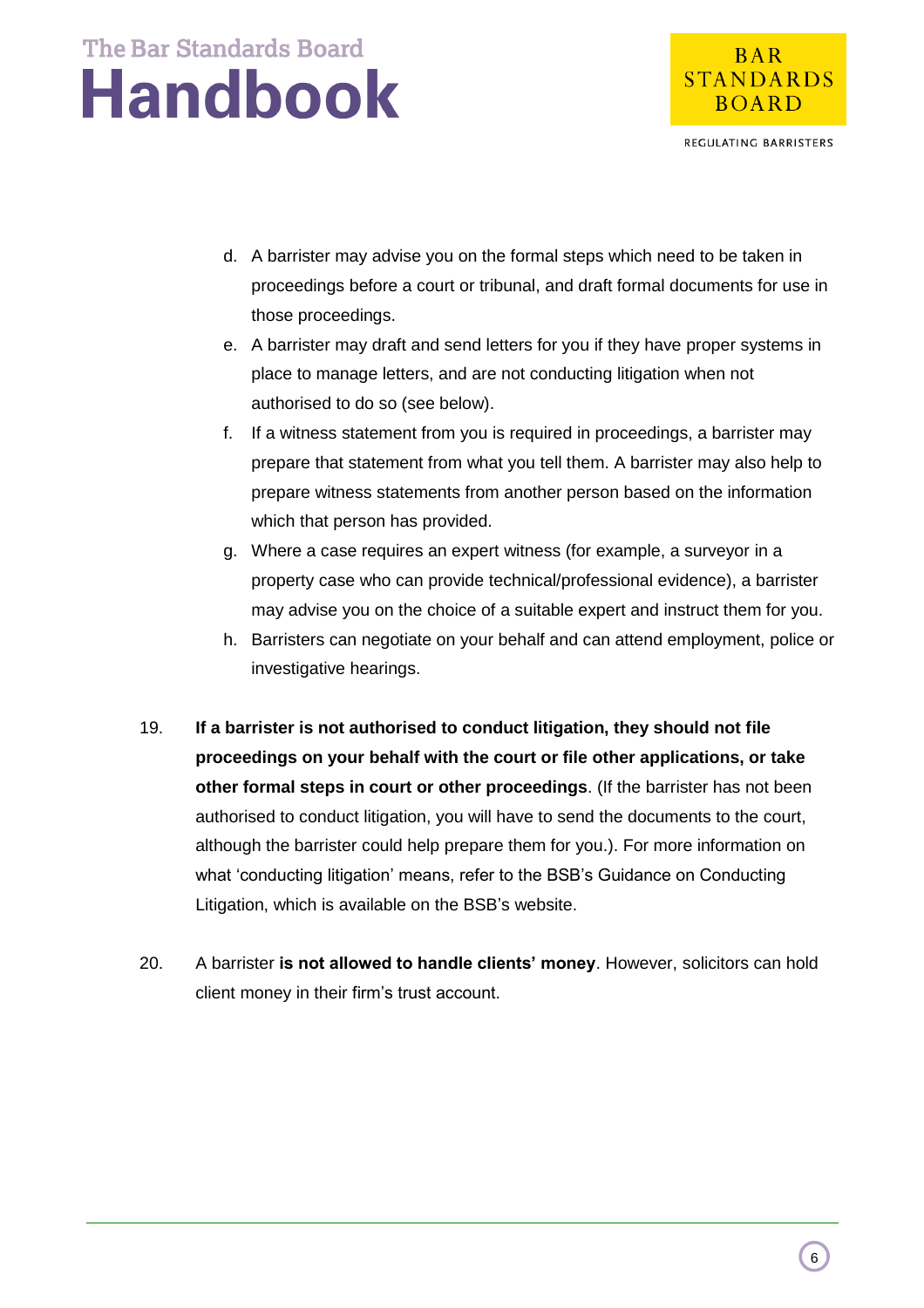d. A barrister may advise you on the formal steps which need to be taken in proceedings before a court or tribunal, and draft formal documents for use in those proceedings.
e. A barrister may draft and send letters for you if they have proper systems in place to manage letters, and are not conducting litigation when not authorised to do so (see below).
f. If a witness statement from you is required in proceedings, a barrister may prepare that statement from what you tell them. A barrister may also help to prepare witness statements from another person based on the information which that person has provided.
g. Where a case requires an expert witness (for example, a surveyor in a property case who can provide technical/professional evidence), a barrister may advise you on the choice of a suitable expert and instruct them for you.
h. Barristers can negotiate on your behalf and can attend employment, police or investigative hearings.

19. **If a barrister is not authorised to conduct litigation, they should not file proceedings on your behalf with the court or file other applications, or take other formal steps in court or other proceedings**. (If the barrister has not been authorised to conduct litigation, you will have to send the documents to the court, although the barrister could help prepare them for you.). For more information on what 'conducting litigation' means, refer to the BSB's Guidance on Conducting Litigation, which is available on the BSB's website.

20. A barrister **is not allowed to handle clients' money**. However, solicitors can hold client money in their firm's trust account.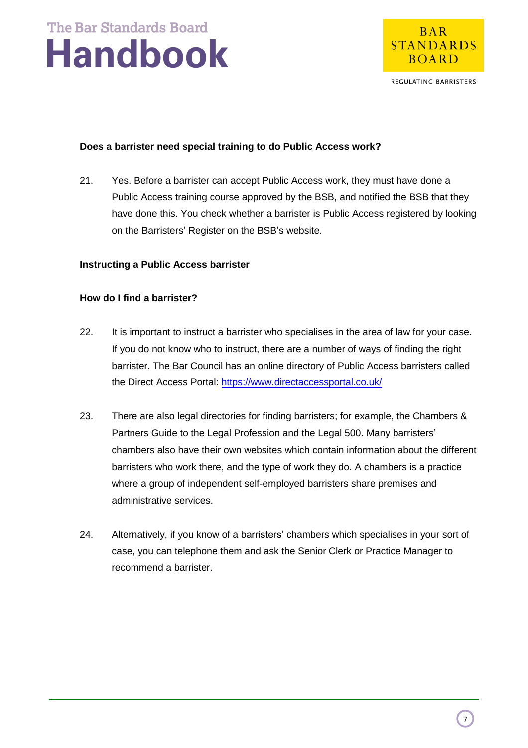**Does a barrister need special training to do Public Access work?**

21. Yes. Before a barrister can accept Public Access work, they must have done a Public Access training course approved by the BSB, and notified the BSB that they have done this. You check whether a barrister is Public Access registered by looking on the Barristers' Register on the BSB's website.

**Instructing a Public Access barrister**

**How do I find a barrister?**

22. It is important to instruct a barrister who specialises in the area of law for your case. If you do not know who to instruct, there are a number of ways of finding the right barrister. The Bar Council has an online directory of Public Access barristers called the Direct Access Portal: [https://www.directaccessportal.co.uk/](https://www.directaccessportal.co.uk/)

23. There are also legal directories for finding barristers; for example, the Chambers & Partners Guide to the Legal Profession and the Legal 500. Many barristers' chambers also have their own websites which contain information about the different barristers who work there, and the type of work they do. A chambers is a practice where a group of independent self-employed barristers share premises and administrative services.

24. Alternatively, if you know of a barristers' chambers which specialises in your sort of case, you can telephone them and ask the Senior Clerk or Practice Manager to recommend a barrister.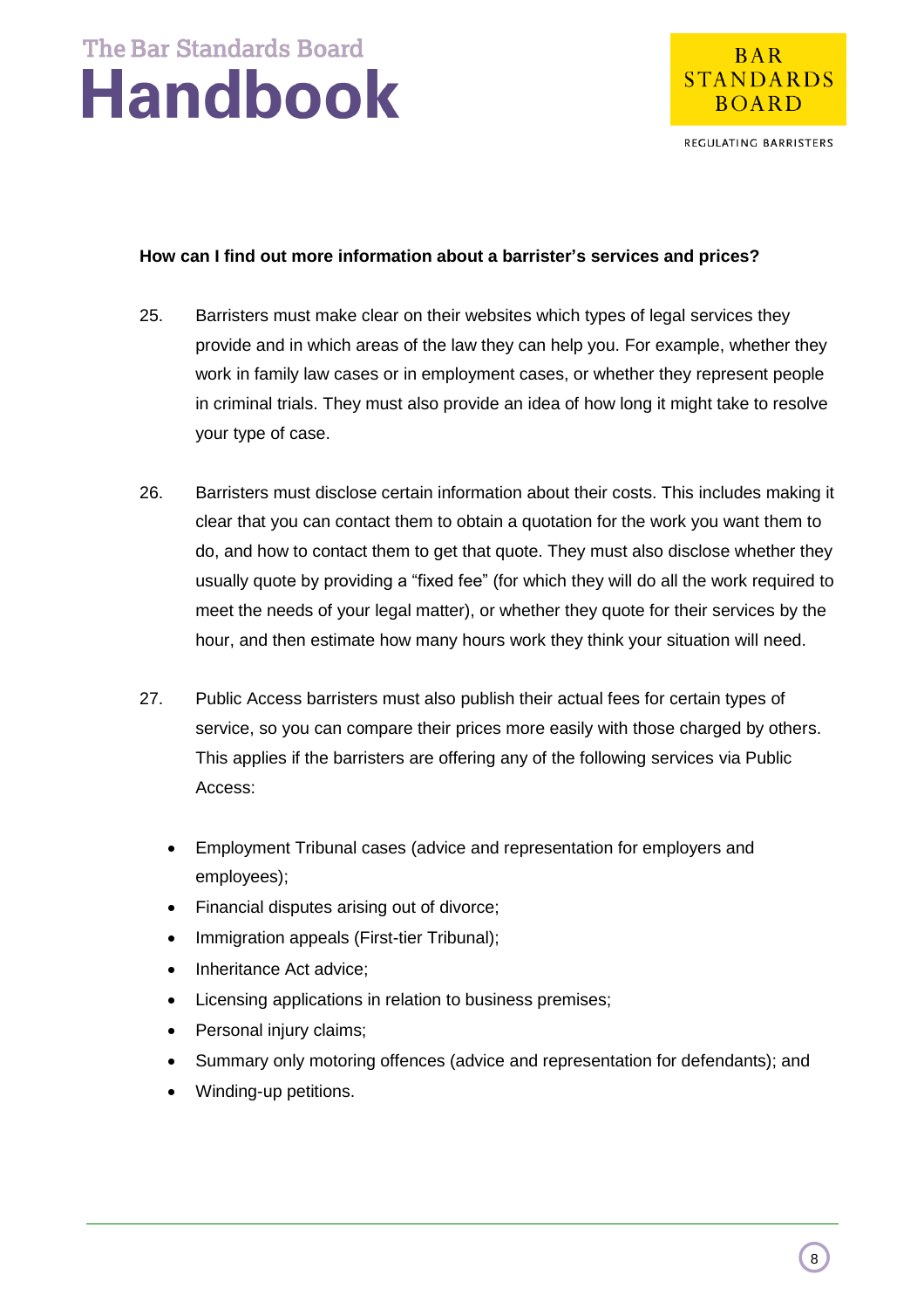**How can I find out more information about a barrister's services and prices?**

25. Barristers must make clear on their websites which types of legal services they provide and in which areas of the law they can help you. For example, whether they work in family law cases or in employment cases, or whether they represent people in criminal trials. They must also provide an idea of how long it might take to resolve your type of case.

26. Barristers must disclose certain information about their costs. This includes making it clear that you can contact them to obtain a quotation for the work you want them to do, and how to contact them to get that quote. They must also disclose whether they usually quote by providing a "fixed fee" (for which they will do all the work required to meet the needs of your legal matter), or whether they quote for their services by the hour, and then estimate how many hours work they think your situation will need.

27. Public Access barristers must also publish their actual fees for certain types of service, so you can compare their prices more easily with those charged by others. This applies if the barristers are offering any of the following services via Public Access:

- Employment Tribunal cases (advice and representation for employers and employees);
- Financial disputes arising out of divorce;
- Immigration appeals (First-tier Tribunal);
- Inheritance Act advice;
- Licensing applications in relation to business premises;
- Personal injury claims;
- Summary only motoring offences (advice and representation for defendants); and
- Winding-up petitions.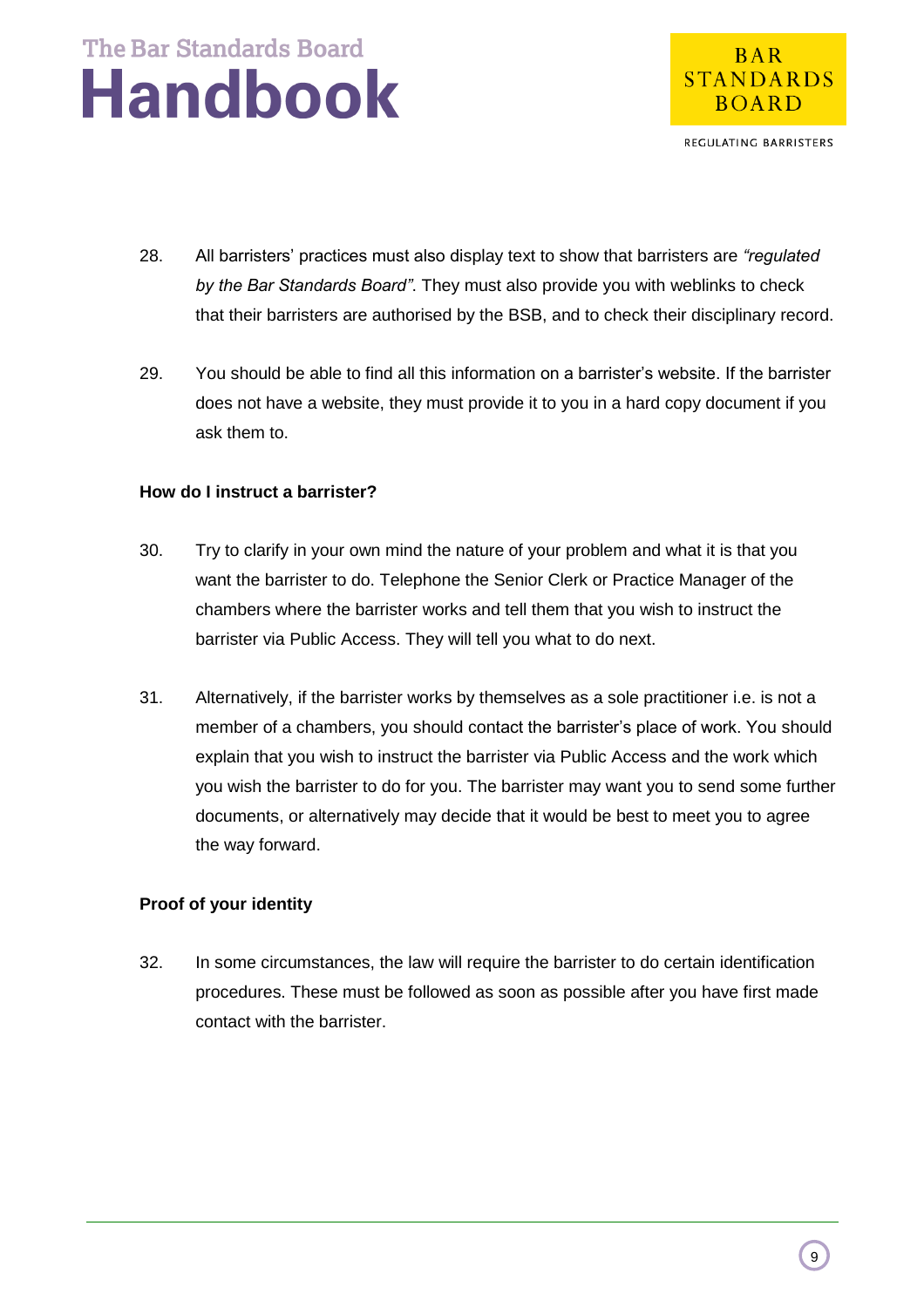28. All barristers' practices must also display text to show that barristers are *"regulated by the Bar Standards Board"*. They must also provide you with weblinks to check that their barristers are authorised by the BSB, and to check their disciplinary record.

29. You should be able to find all this information on a barrister's website. If the barrister does not have a website, they must provide it to you in a hard copy document if you ask them to.

**How do I instruct a barrister?**

30. Try to clarify in your own mind the nature of your problem and what it is that you want the barrister to do. Telephone the Senior Clerk or Practice Manager of the chambers where the barrister works and tell them that you wish to instruct the barrister via Public Access. They will tell you what to do next.

31. Alternatively, if the barrister works by themselves as a sole practitioner i.e. is not a member of a chambers, you should contact the barrister's place of work. You should explain that you wish to instruct the barrister via Public Access and the work which you wish the barrister to do for you. The barrister may want you to send some further documents, or alternatively may decide that it would be best to meet you to agree the way forward.

**Proof of your identity**

32. In some circumstances, the law will require the barrister to do certain identification procedures. These must be followed as soon as possible after you have first made contact with the barrister.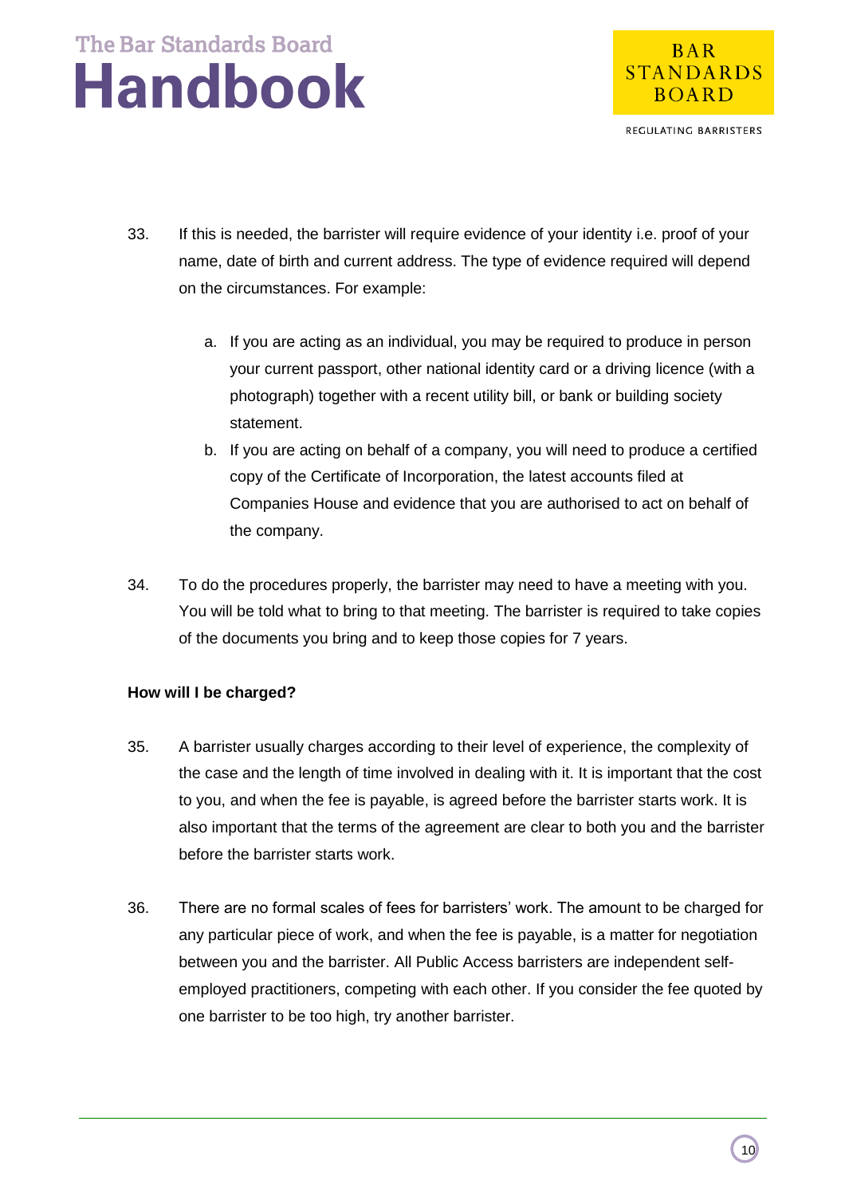33. If this is needed, the barrister will require evidence of your identity i.e. proof of your name, date of birth and current address. The type of evidence required will depend on the circumstances. For example:

    a. If you are acting as an individual, you may be required to produce in person your current passport, other national identity card or a driving licence (with a photograph) together with a recent utility bill, or bank or building society statement.
    b. If you are acting on behalf of a company, you will need to produce a certified copy of the Certificate of Incorporation, the latest accounts filed at Companies House and evidence that you are authorised to act on behalf of the company.

34. To do the procedures properly, the barrister may need to have a meeting with you. You will be told what to bring to that meeting. The barrister is required to take copies of the documents you bring and to keep those copies for 7 years.

**How will I be charged?**

35. A barrister usually charges according to their level of experience, the complexity of the case and the length of time involved in dealing with it. It is important that the cost to you, and when the fee is payable, is agreed before the barrister starts work. It is also important that the terms of the agreement are clear to both you and the barrister before the barrister starts work.

36. There are no formal scales of fees for barristers' work. The amount to be charged for any particular piece of work, and when the fee is payable, is a matter for negotiation between you and the barrister. All Public Access barristers are independent self-employed practitioners, competing with each other. If you consider the fee quoted by one barrister to be too high, try another barrister.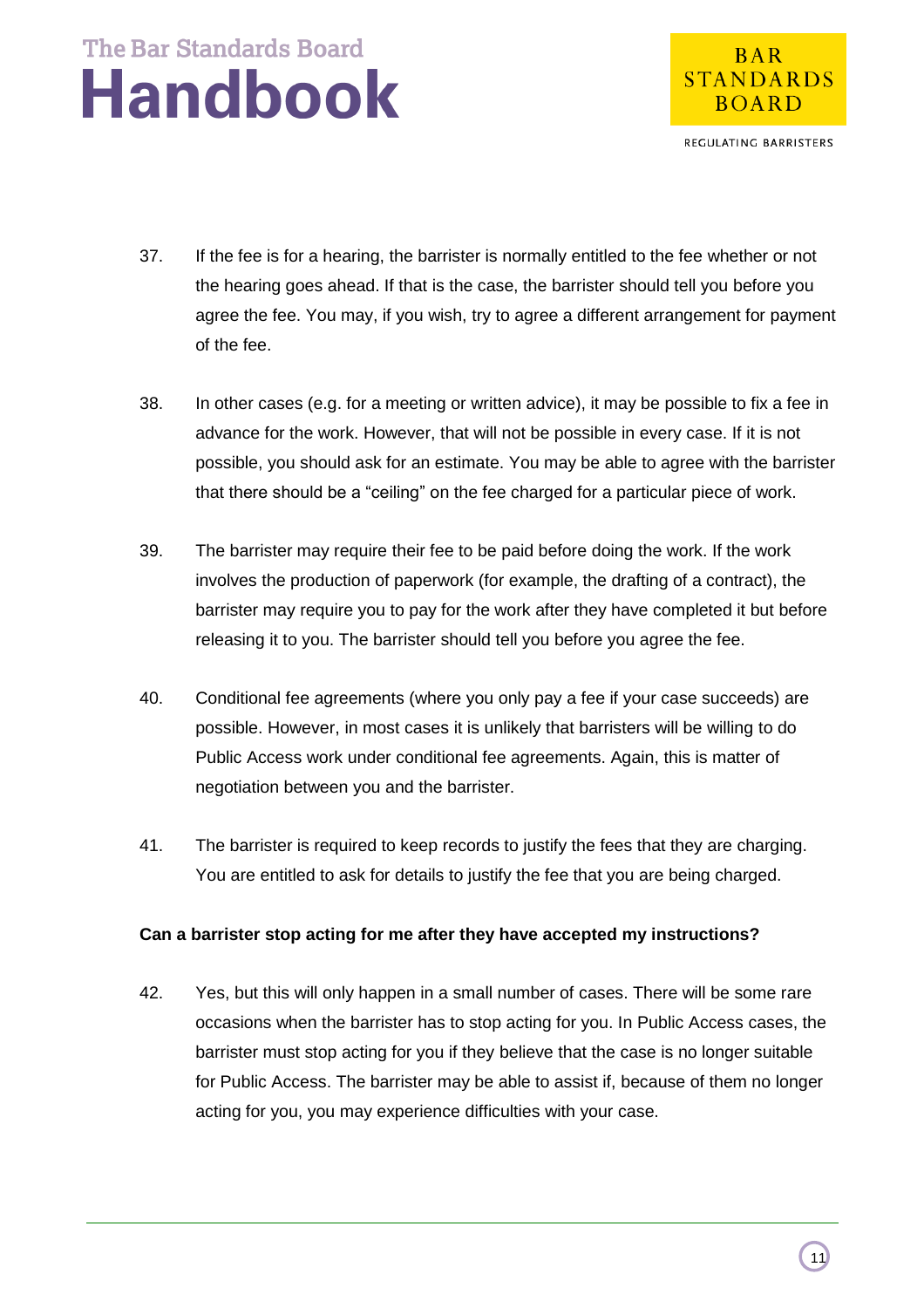37. If the fee is for a hearing, the barrister is normally entitled to the fee whether or not the hearing goes ahead. If that is the case, the barrister should tell you before you agree the fee. You may, if you wish, try to agree a different arrangement for payment of the fee.

38. In other cases (e.g. for a meeting or written advice), it may be possible to fix a fee in advance for the work. However, that will not be possible in every case. If it is not possible, you should ask for an estimate. You may be able to agree with the barrister that there should be a "ceiling" on the fee charged for a particular piece of work.

39. The barrister may require their fee to be paid before doing the work. If the work involves the production of paperwork (for example, the drafting of a contract), the barrister may require you to pay for the work after they have completed it but before releasing it to you. The barrister should tell you before you agree the fee.

40. Conditional fee agreements (where you only pay a fee if your case succeeds) are possible. However, in most cases it is unlikely that barristers will be willing to do Public Access work under conditional fee agreements. Again, this is matter of negotiation between you and the barrister.

41. The barrister is required to keep records to justify the fees that they are charging. You are entitled to ask for details to justify the fee that you are being charged.

**Can a barrister stop acting for me after they have accepted my instructions?**

42. Yes, but this will only happen in a small number of cases. There will be some rare occasions when the barrister has to stop acting for you. In Public Access cases, the barrister must stop acting for you if they believe that the case is no longer suitable for Public Access. The barrister may be able to assist if, because of them no longer acting for you, you may experience difficulties with your case.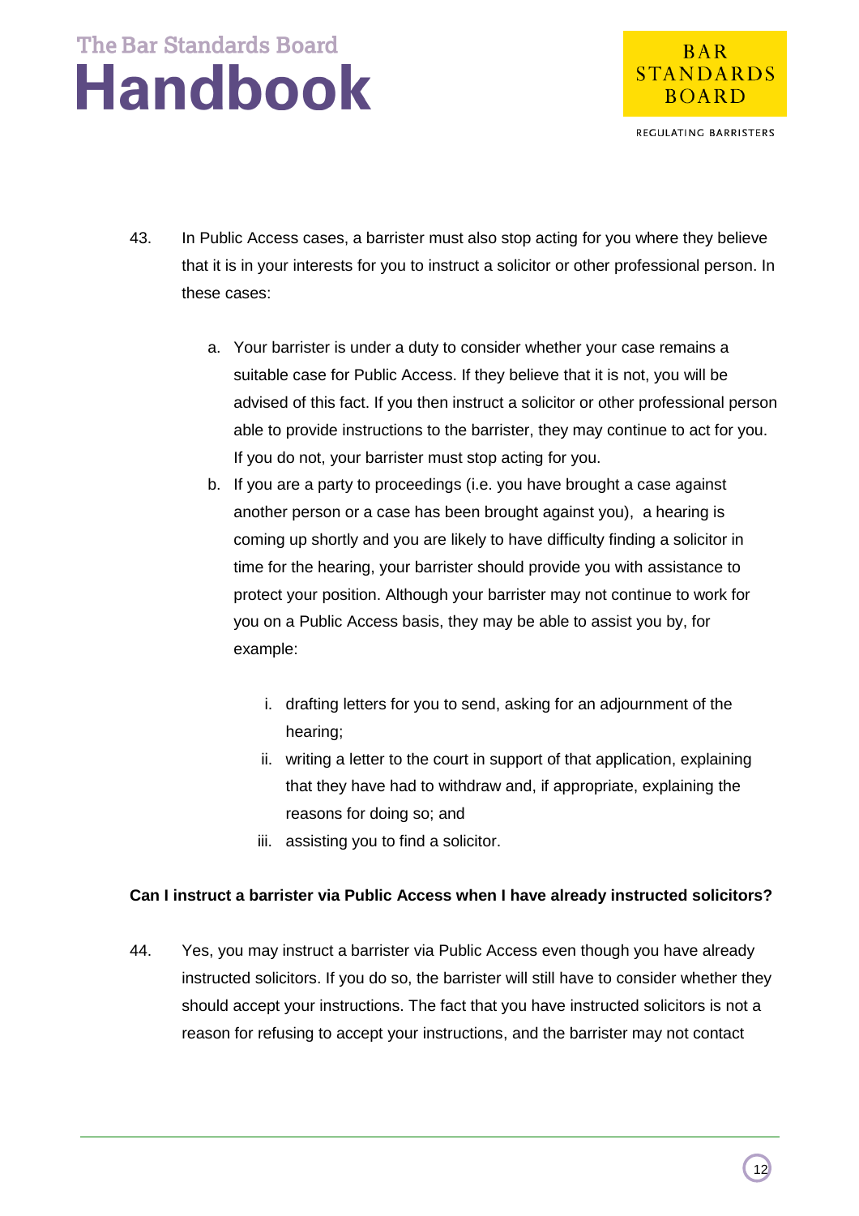43. In Public Access cases, a barrister must also stop acting for you where they believe that it is in your interests for you to instruct a solicitor or other professional person. In these cases:

   a. Your barrister is under a duty to consider whether your case remains a suitable case for Public Access. If they believe that it is not, you will be advised of this fact. If you then instruct a solicitor or other professional person able to provide instructions to the barrister, they may continue to act for you. If you do not, your barrister must stop acting for you.
   b. If you are a party to proceedings (i.e. you have brought a case against another person or a case has been brought against you), a hearing is coming up shortly and you are likely to have difficulty finding a solicitor in time for the hearing, your barrister should provide you with assistance to protect your position. Although your barrister may not continue to work for you on a Public Access basis, they may be able to assist you by, for example:

      i. drafting letters for you to send, asking for an adjournment of the hearing;
      ii. writing a letter to the court in support of that application, explaining that they have had to withdraw and, if appropriate, explaining the reasons for doing so; and
      iii. assisting you to find a solicitor.

**Can I instruct a barrister via Public Access when I have already instructed solicitors?**

44. Yes, you may instruct a barrister via Public Access even though you have already instructed solicitors. If you do so, the barrister will still have to consider whether they should accept your instructions. The fact that you have instructed solicitors is not a reason for refusing to accept your instructions, and the barrister may not contact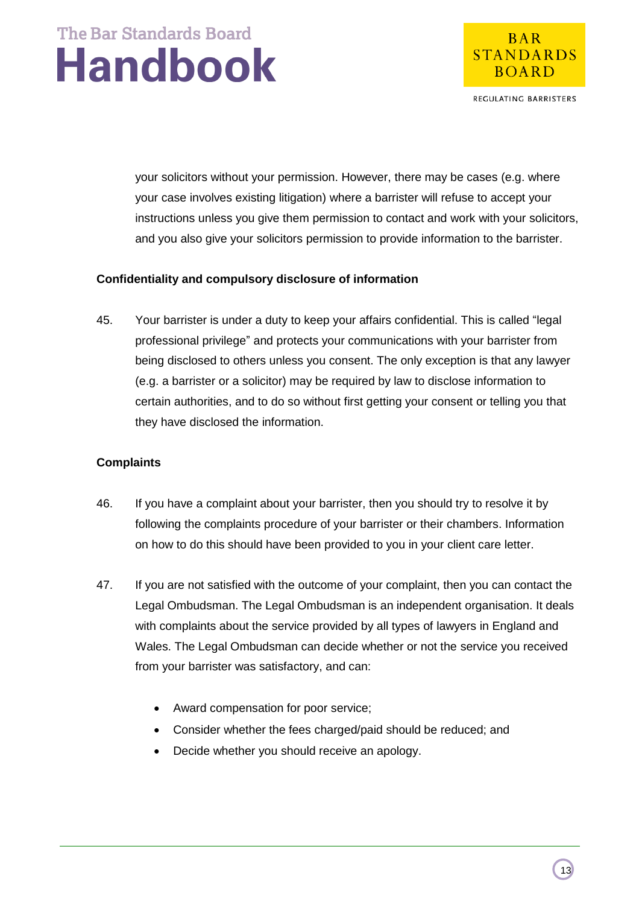your solicitors without your permission. However, there may be cases (e.g. where your case involves existing litigation) where a barrister will refuse to accept your instructions unless you give them permission to contact and work with your solicitors, and you also give your solicitors permission to provide information to the barrister.

**Confidentiality and compulsory disclosure of information**

45. Your barrister is under a duty to keep your affairs confidential. This is called "legal professional privilege" and protects your communications with your barrister from being disclosed to others unless you consent. The only exception is that any lawyer (e.g. a barrister or a solicitor) may be required by law to disclose information to certain authorities, and to do so without first getting your consent or telling you that they have disclosed the information.

**Complaints**

46. If you have a complaint about your barrister, then you should try to resolve it by following the complaints procedure of your barrister or their chambers. Information on how to do this should have been provided to you in your client care letter.

47. If you are not satisfied with the outcome of your complaint, then you can contact the Legal Ombudsman. The Legal Ombudsman is an independent organisation. It deals with complaints about the service provided by all types of lawyers in England and Wales. The Legal Ombudsman can decide whether or not the service you received from your barrister was satisfactory, and can:

    - Award compensation for poor service;
    - Consider whether the fees charged/paid should be reduced; and
    - Decide whether you should receive an apology.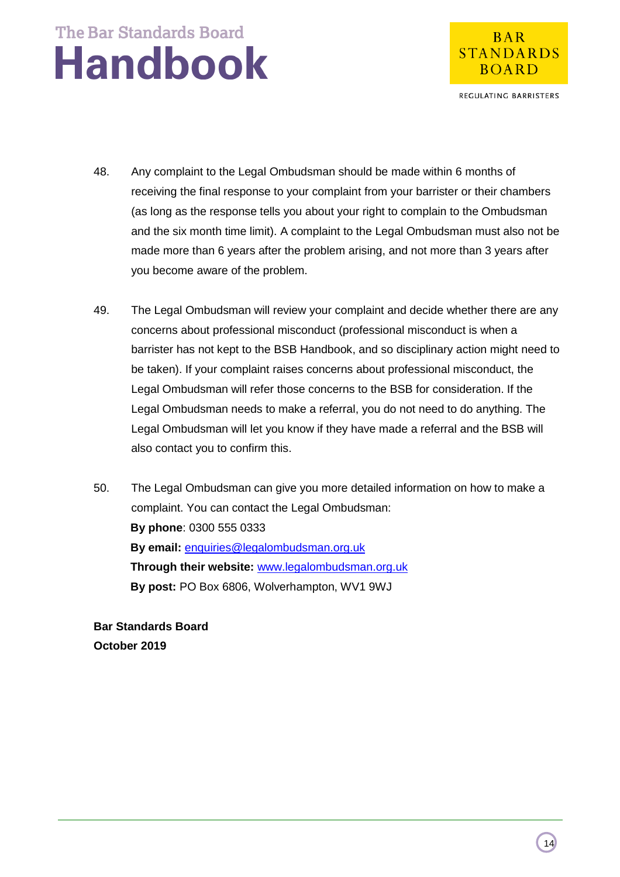48. Any complaint to the Legal Ombudsman should be made within 6 months of receiving the final response to your complaint from your barrister or their chambers (as long as the response tells you about your right to complain to the Ombudsman and the six month time limit). A complaint to the Legal Ombudsman must also not be made more than 6 years after the problem arising, and not more than 3 years after you become aware of the problem.

49. The Legal Ombudsman will review your complaint and decide whether there are any concerns about professional misconduct (professional misconduct is when a barrister has not kept to the BSB Handbook, and so disciplinary action might need to be taken). If your complaint raises concerns about professional misconduct, the Legal Ombudsman will refer those concerns to the BSB for consideration. If the Legal Ombudsman needs to make a referral, you do not need to do anything. The Legal Ombudsman will let you know if they have made a referral and the BSB will also contact you to confirm this.

50. The Legal Ombudsman can give you more detailed information on how to make a complaint. You can contact the Legal Ombudsman:
    **By phone**: 0300 555 0333
    **By email:** enquiries@legalombudsman.org.uk
    **Through their website:** www.legalombudsman.org.uk
    **By post:** PO Box 6806, Wolverhampton, WV1 9WJ

**Bar Standards Board**
**October 2019**